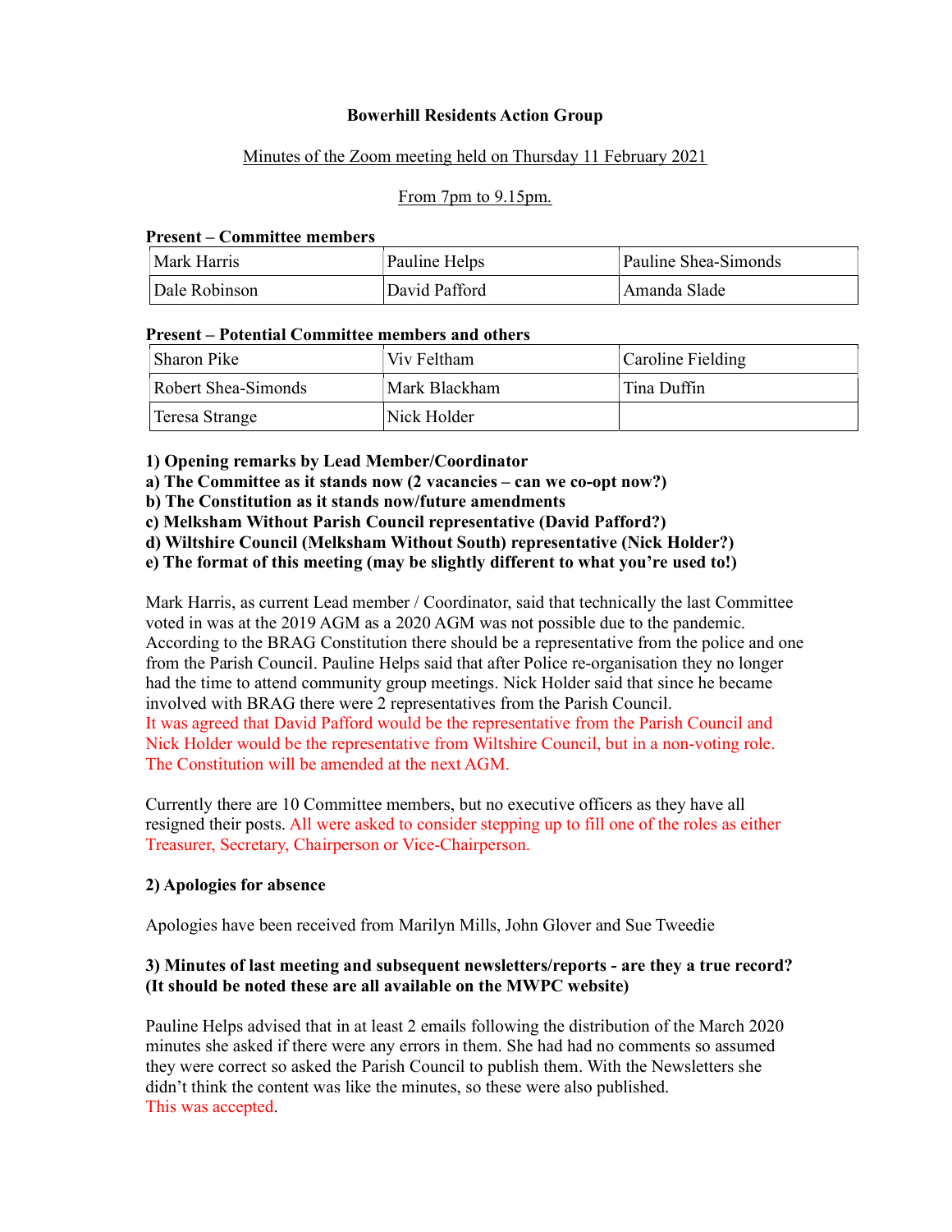**Bowerhill Residents Action Group**

Minutes of the Zoom meeting held on Thursday 11 February 2021

From 7pm to 9.15pm.

**Present – Committee members**

| | | |
|---|---|---|
| Mark Harris | Pauline Helps | Pauline Shea-Simonds |
| Dale Robinson | David Pafford | Amanda Slade |

**Present – Potential Committee members and others**

| | | |
|---|---|---|
| Sharon Pike | Viv Feltham | Caroline Fielding |
| Robert Shea-Simonds | Mark Blackham | Tina Duffin |
| Teresa Strange | Nick Holder | |

**1) Opening remarks by Lead Member/Coordinator**
**a) The Committee as it stands now (2 vacancies – can we co-opt now?)**
**b) The Constitution as it stands now/future amendments**
**c) Melksham Without Parish Council representative (David Pafford?)**
**d) Wiltshire Council (Melksham Without South) representative (Nick Holder?)**
**e) The format of this meeting (may be slightly different to what you're used to!)**

Mark Harris, as current Lead member / Coordinator, said that technically the last Committee voted in was at the 2019 AGM as a 2020 AGM was not possible due to the pandemic. According to the BRAG Constitution there should be a representative from the police and one from the Parish Council. Pauline Helps said that after Police re-organisation they no longer had the time to attend community group meetings. Nick Holder said that since he became involved with BRAG there were 2 representatives from the Parish Council.
It was agreed that David Pafford would be the representative from the Parish Council and Nick Holder would be the representative from Wiltshire Council, but in a non-voting role. The Constitution will be amended at the next AGM.

Currently there are 10 Committee members, but no executive officers as they have all resigned their posts. All were asked to consider stepping up to fill one of the roles as either Treasurer, Secretary, Chairperson or Vice-Chairperson.

**2) Apologies for absence**

Apologies have been received from Marilyn Mills, John Glover and Sue Tweedie

**3) Minutes of last meeting and subsequent newsletters/reports - are they a true record? (It should be noted these are all available on the MWPC website)**

Pauline Helps advised that in at least 2 emails following the distribution of the March 2020 minutes she asked if there were any errors in them. She had had no comments so assumed they were correct so asked the Parish Council to publish them. With the Newsletters she didn't think the content was like the minutes, so these were also published.
This was accepted.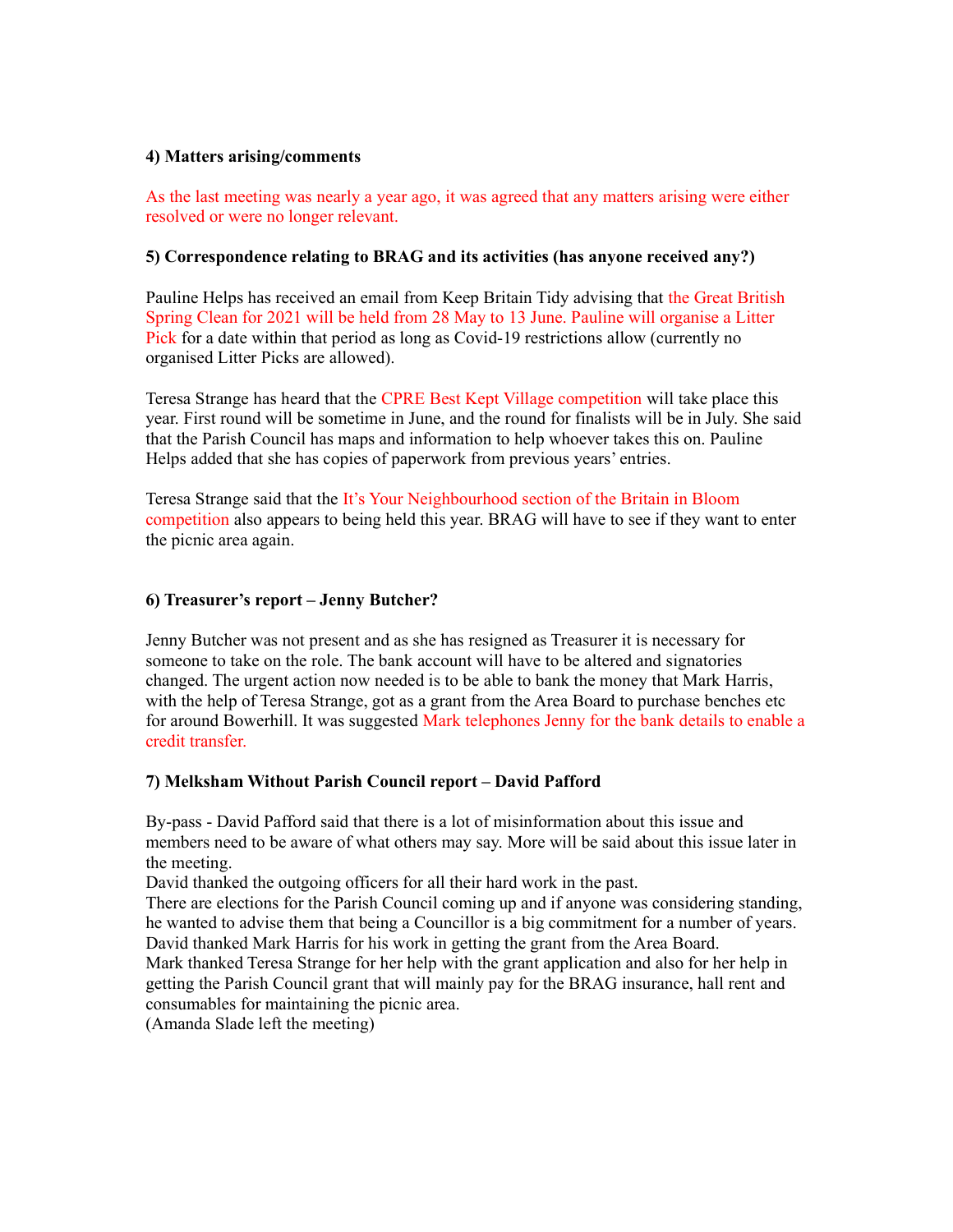**4) Matters arising/comments**

As the last meeting was nearly a year ago, it was agreed that any matters arising were either resolved or were no longer relevant.

**5) Correspondence relating to BRAG and its activities (has anyone received any?)**

Pauline Helps has received an email from Keep Britain Tidy advising that the Great British Spring Clean for 2021 will be held from 28 May to 13 June. Pauline will organise a Litter Pick for a date within that period as long as Covid-19 restrictions allow (currently no organised Litter Picks are allowed).

Teresa Strange has heard that the CPRE Best Kept Village competition will take place this year. First round will be sometime in June, and the round for finalists will be in July. She said that the Parish Council has maps and information to help whoever takes this on. Pauline Helps added that she has copies of paperwork from previous years' entries.

Teresa Strange said that the It's Your Neighbourhood section of the Britain in Bloom competition also appears to being held this year. BRAG will have to see if they want to enter the picnic area again.

**6) Treasurer's report – Jenny Butcher?**

Jenny Butcher was not present and as she has resigned as Treasurer it is necessary for someone to take on the role. The bank account will have to be altered and signatories changed. The urgent action now needed is to be able to bank the money that Mark Harris, with the help of Teresa Strange, got as a grant from the Area Board to purchase benches etc for around Bowerhill. It was suggested Mark telephones Jenny for the bank details to enable a credit transfer.

**7) Melksham Without Parish Council report – David Pafford**

By-pass - David Pafford said that there is a lot of misinformation about this issue and members need to be aware of what others may say. More will be said about this issue later in the meeting.
David thanked the outgoing officers for all their hard work in the past.
There are elections for the Parish Council coming up and if anyone was considering standing, he wanted to advise them that being a Councillor is a big commitment for a number of years.
David thanked Mark Harris for his work in getting the grant from the Area Board.
Mark thanked Teresa Strange for her help with the grant application and also for her help in getting the Parish Council grant that will mainly pay for the BRAG insurance, hall rent and consumables for maintaining the picnic area.
(Amanda Slade left the meeting)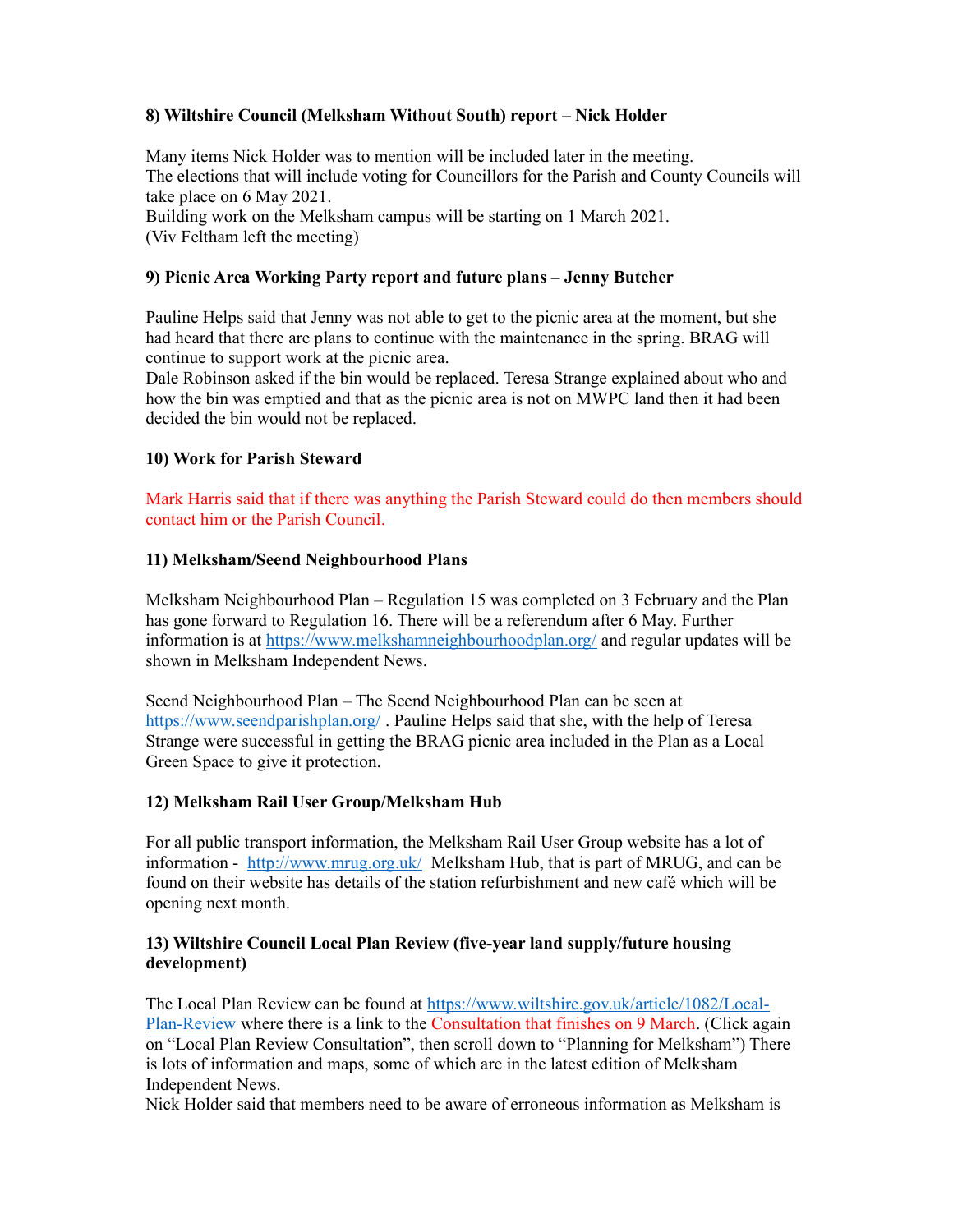**8) Wiltshire Council (Melksham Without South) report – Nick Holder**

Many items Nick Holder was to mention will be included later in the meeting.
The elections that will include voting for Councillors for the Parish and County Councils will take place on 6 May 2021.
Building work on the Melksham campus will be starting on 1 March 2021.
(Viv Feltham left the meeting)

**9) Picnic Area Working Party report and future plans – Jenny Butcher**

Pauline Helps said that Jenny was not able to get to the picnic area at the moment, but she had heard that there are plans to continue with the maintenance in the spring. BRAG will continue to support work at the picnic area.
Dale Robinson asked if the bin would be replaced. Teresa Strange explained about who and how the bin was emptied and that as the picnic area is not on MWPC land then it had been decided the bin would not be replaced.

**10) Work for Parish Steward**

Mark Harris said that if there was anything the Parish Steward could do then members should contact him or the Parish Council.

**11) Melksham/Seend Neighbourhood Plans**

Melksham Neighbourhood Plan – Regulation 15 was completed on 3 February and the Plan has gone forward to Regulation 16. There will be a referendum after 6 May. Further information is at https://www.melkshamneighbourhoodplan.org/ and regular updates will be shown in Melksham Independent News.

Seend Neighbourhood Plan – The Seend Neighbourhood Plan can be seen at https://www.seendparishplan.org/ . Pauline Helps said that she, with the help of Teresa Strange were successful in getting the BRAG picnic area included in the Plan as a Local Green Space to give it protection.

**12) Melksham Rail User Group/Melksham Hub**

For all public transport information, the Melksham Rail User Group website has a lot of information - http://www.mrug.org.uk/ Melksham Hub, that is part of MRUG, and can be found on their website has details of the station refurbishment and new café which will be opening next month.

**13) Wiltshire Council Local Plan Review (five-year land supply/future housing development)**

The Local Plan Review can be found at https://www.wiltshire.gov.uk/article/1082/Local-Plan-Review where there is a link to the Consultation that finishes on 9 March. (Click again on "Local Plan Review Consultation", then scroll down to "Planning for Melksham") There is lots of information and maps, some of which are in the latest edition of Melksham Independent News.
Nick Holder said that members need to be aware of erroneous information as Melksham is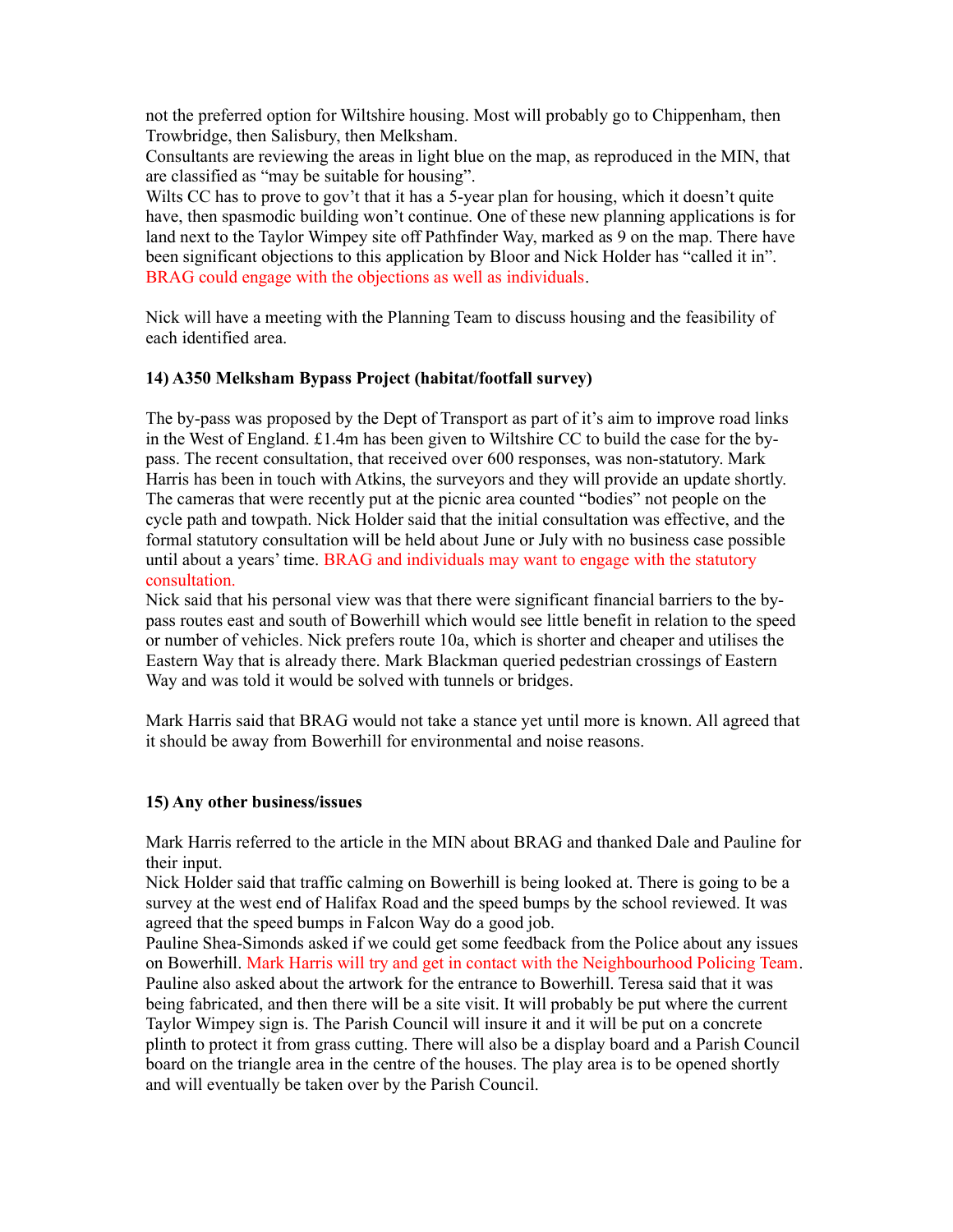not the preferred option for Wiltshire housing. Most will probably go to Chippenham, then Trowbridge, then Salisbury, then Melksham.

Consultants are reviewing the areas in light blue on the map, as reproduced in the MIN, that are classified as "may be suitable for housing".

Wilts CC has to prove to gov't that it has a 5-year plan for housing, which it doesn't quite have, then spasmodic building won't continue. One of these new planning applications is for land next to the Taylor Wimpey site off Pathfinder Way, marked as 9 on the map. There have been significant objections to this application by Bloor and Nick Holder has "called it in". BRAG could engage with the objections as well as individuals.

Nick will have a meeting with the Planning Team to discuss housing and the feasibility of each identified area.

**14) A350 Melksham Bypass Project (habitat/footfall survey)**

The by-pass was proposed by the Dept of Transport as part of it's aim to improve road links in the West of England. £1.4m has been given to Wiltshire CC to build the case for the by-pass. The recent consultation, that received over 600 responses, was non-statutory. Mark Harris has been in touch with Atkins, the surveyors and they will provide an update shortly. The cameras that were recently put at the picnic area counted "bodies" not people on the cycle path and towpath. Nick Holder said that the initial consultation was effective, and the formal statutory consultation will be held about June or July with no business case possible until about a years' time. BRAG and individuals may want to engage with the statutory consultation.

Nick said that his personal view was that there were significant financial barriers to the by-pass routes east and south of Bowerhill which would see little benefit in relation to the speed or number of vehicles. Nick prefers route 10a, which is shorter and cheaper and utilises the Eastern Way that is already there. Mark Blackman queried pedestrian crossings of Eastern Way and was told it would be solved with tunnels or bridges.

Mark Harris said that BRAG would not take a stance yet until more is known. All agreed that it should be away from Bowerhill for environmental and noise reasons.

**15) Any other business/issues**

Mark Harris referred to the article in the MIN about BRAG and thanked Dale and Pauline for their input.

Nick Holder said that traffic calming on Bowerhill is being looked at. There is going to be a survey at the west end of Halifax Road and the speed bumps by the school reviewed. It was agreed that the speed bumps in Falcon Way do a good job.

Pauline Shea-Simonds asked if we could get some feedback from the Police about any issues on Bowerhill. Mark Harris will try and get in contact with the Neighbourhood Policing Team.

Pauline also asked about the artwork for the entrance to Bowerhill. Teresa said that it was being fabricated, and then there will be a site visit. It will probably be put where the current Taylor Wimpey sign is. The Parish Council will insure it and it will be put on a concrete plinth to protect it from grass cutting. There will also be a display board and a Parish Council board on the triangle area in the centre of the houses. The play area is to be opened shortly and will eventually be taken over by the Parish Council.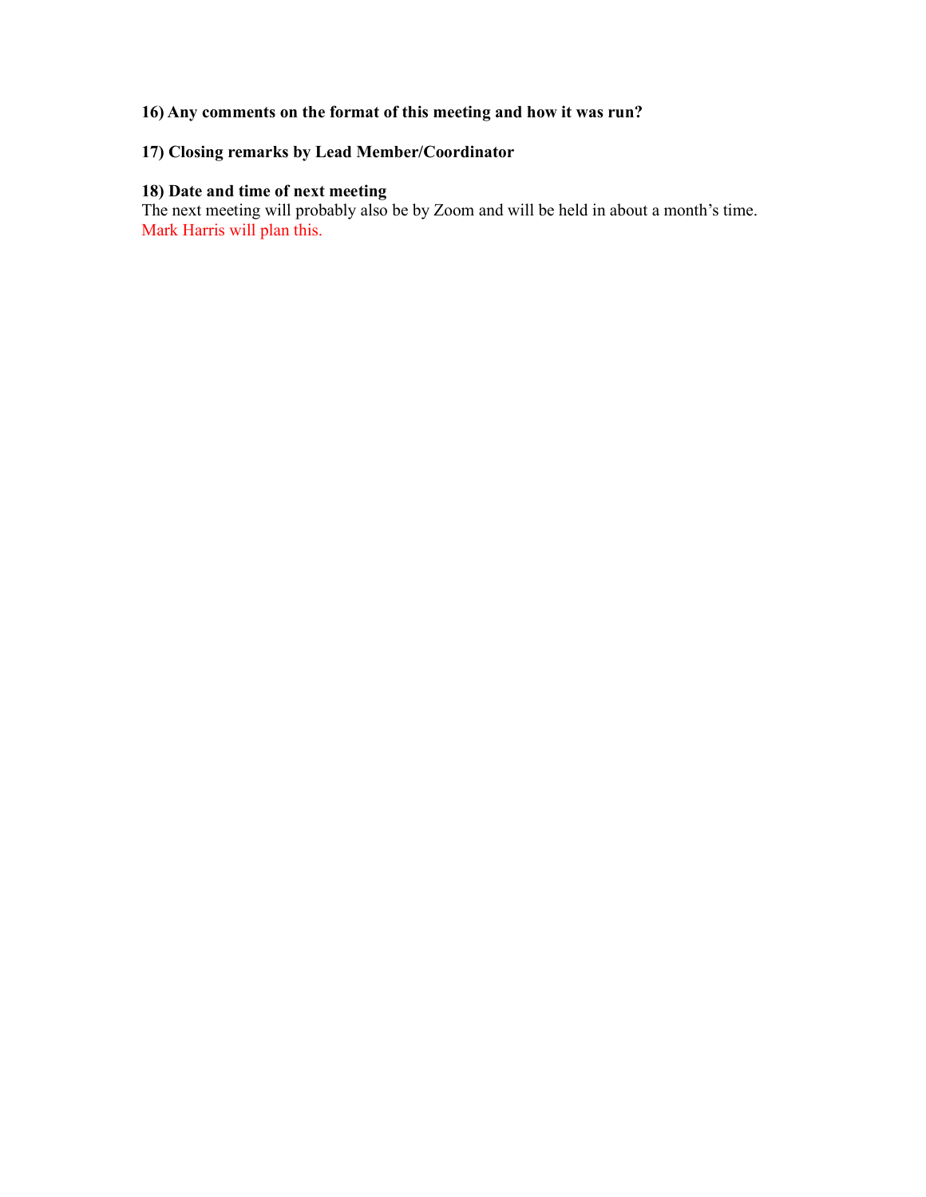**16) Any comments on the format of this meeting and how it was run?**

**17) Closing remarks by Lead Member/Coordinator**

**18) Date and time of next meeting**

The next meeting will probably also be by Zoom and will be held in about a month's time.
Mark Harris will plan this.